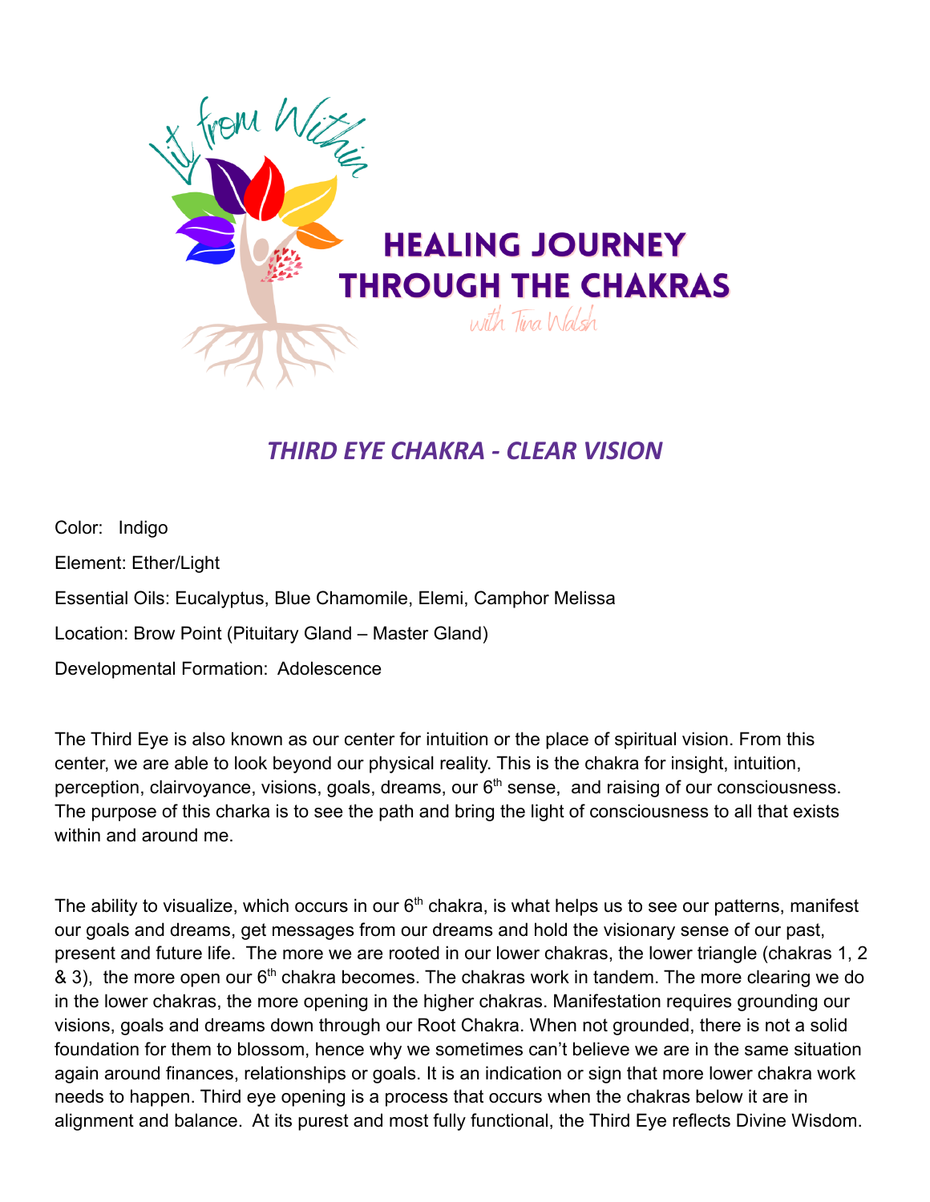Lit from Within

# HEALING JOURNEY THROUGH THE CHAKRAS

with Tina Walsh

## *THIRD EYE CHAKRA - CLEAR VISION*

Color: Indigo

Element: Ether/Light

Essential Oils: Eucalyptus, Blue Chamomile, Elemi, Camphor Melissa

Location: Brow Point (Pituitary Gland – Master Gland)

Developmental Formation: Adolescence

The Third Eye is also known as our center for intuition or the place of spiritual vision. From this center, we are able to look beyond our physical reality. This is the chakra for insight, intuition, perception, clairvoyance, visions, goals, dreams, our 6th sense, and raising of our consciousness. The purpose of this charka is to see the path and bring the light of consciousness to all that exists within and around me.

The ability to visualize, which occurs in our 6th chakra, is what helps us to see our patterns, manifest our goals and dreams, get messages from our dreams and hold the visionary sense of our past, present and future life. The more we are rooted in our lower chakras, the lower triangle (chakras 1, 2 & 3), the more open our 6th chakra becomes. The chakras work in tandem. The more clearing we do in the lower chakras, the more opening in the higher chakras. Manifestation requires grounding our visions, goals and dreams down through our Root Chakra. When not grounded, there is not a solid foundation for them to blossom, hence why we sometimes can't believe we are in the same situation again around finances, relationships or goals. It is an indication or sign that more lower chakra work needs to happen. Third eye opening is a process that occurs when the chakras below it are in alignment and balance. At its purest and most fully functional, the Third Eye reflects Divine Wisdom.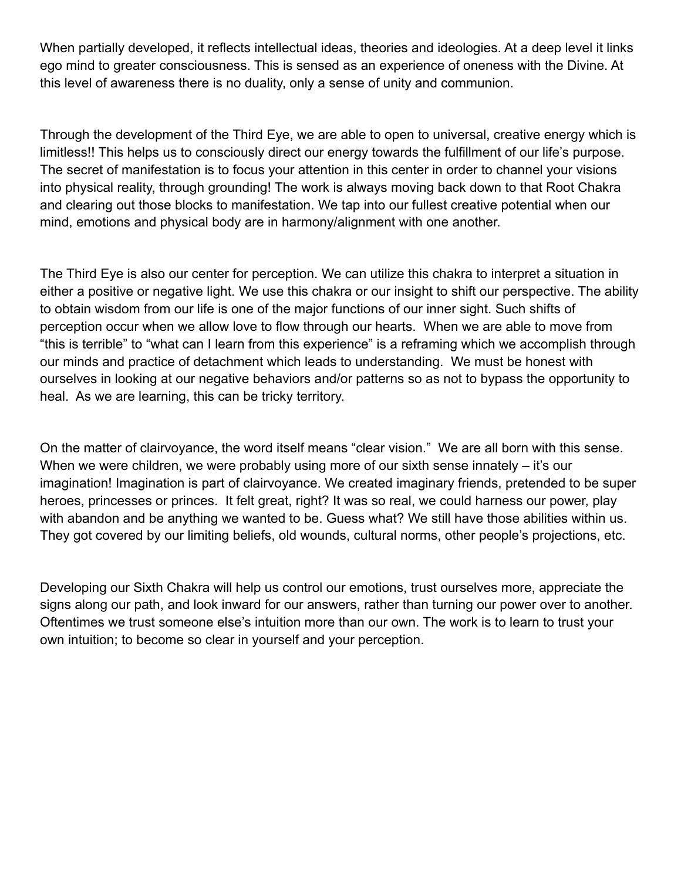When partially developed, it reflects intellectual ideas, theories and ideologies. At a deep level it links ego mind to greater consciousness. This is sensed as an experience of oneness with the Divine. At this level of awareness there is no duality, only a sense of unity and communion.

Through the development of the Third Eye, we are able to open to universal, creative energy which is limitless!! This helps us to consciously direct our energy towards the fulfillment of our life's purpose. The secret of manifestation is to focus your attention in this center in order to channel your visions into physical reality, through grounding! The work is always moving back down to that Root Chakra and clearing out those blocks to manifestation. We tap into our fullest creative potential when our mind, emotions and physical body are in harmony/alignment with one another.

The Third Eye is also our center for perception. We can utilize this chakra to interpret a situation in either a positive or negative light. We use this chakra or our insight to shift our perspective. The ability to obtain wisdom from our life is one of the major functions of our inner sight. Such shifts of perception occur when we allow love to flow through our hearts. When we are able to move from "this is terrible" to "what can I learn from this experience" is a reframing which we accomplish through our minds and practice of detachment which leads to understanding. We must be honest with ourselves in looking at our negative behaviors and/or patterns so as not to bypass the opportunity to heal. As we are learning, this can be tricky territory.

On the matter of clairvoyance, the word itself means "clear vision." We are all born with this sense. When we were children, we were probably using more of our sixth sense innately – it's our imagination! Imagination is part of clairvoyance. We created imaginary friends, pretended to be super heroes, princesses or princes. It felt great, right? It was so real, we could harness our power, play with abandon and be anything we wanted to be. Guess what? We still have those abilities within us. They got covered by our limiting beliefs, old wounds, cultural norms, other people's projections, etc.

Developing our Sixth Chakra will help us control our emotions, trust ourselves more, appreciate the signs along our path, and look inward for our answers, rather than turning our power over to another. Oftentimes we trust someone else's intuition more than our own. The work is to learn to trust your own intuition; to become so clear in yourself and your perception.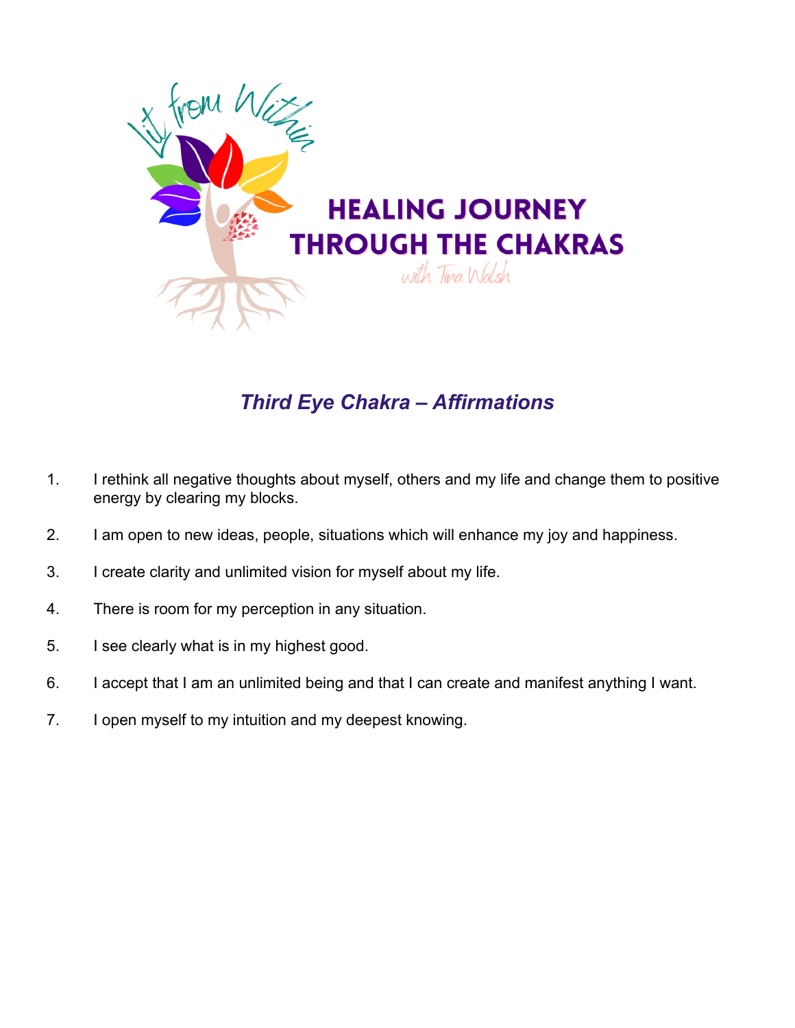Lit from Within

# HEALING JOURNEY THROUGH THE CHAKRAS

with Tina Walsh

## *Third Eye Chakra – Affirmations*

1. I rethink all negative thoughts about myself, others and my life and change them to positive energy by clearing my blocks.
2. I am open to new ideas, people, situations which will enhance my joy and happiness.
3. I create clarity and unlimited vision for myself about my life.
4. There is room for my perception in any situation.
5. I see clearly what is in my highest good.
6. I accept that I am an unlimited being and that I can create and manifest anything I want.
7. I open myself to my intuition and my deepest knowing.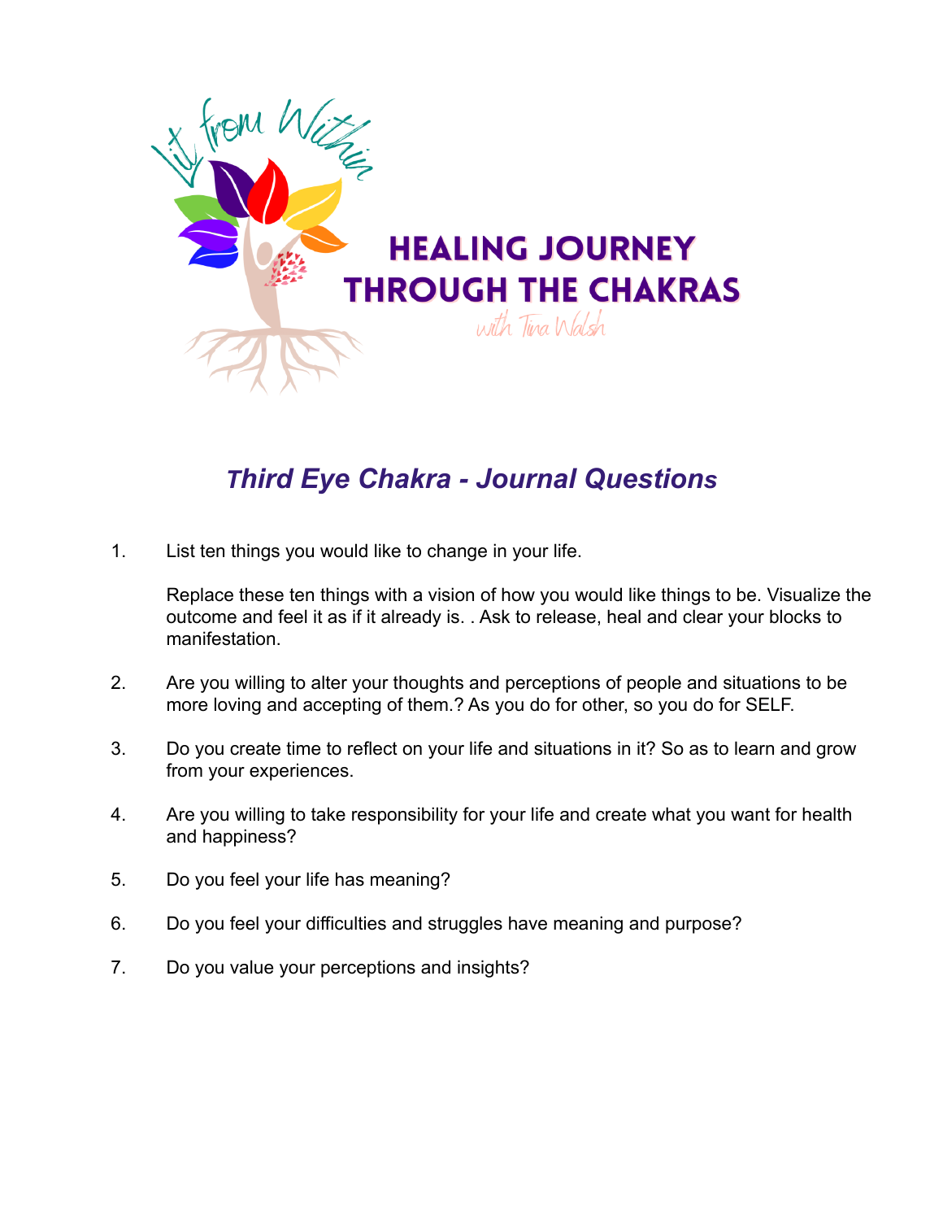Lit from Within

# HEALING JOURNEY THROUGH THE CHAKRAS

with Tina Walsh

## *Third Eye Chakra - Journal Questions*

1. List ten things you would like to change in your life.

   Replace these ten things with a vision of how you would like things to be. Visualize the outcome and feel it as if it already is. . Ask to release, heal and clear your blocks to manifestation.

2. Are you willing to alter your thoughts and perceptions of people and situations to be more loving and accepting of them.? As you do for other, so you do for SELF.

3. Do you create time to reflect on your life and situations in it? So as to learn and grow from your experiences.

4. Are you willing to take responsibility for your life and create what you want for health and happiness?

5. Do you feel your life has meaning?

6. Do you feel your difficulties and struggles have meaning and purpose?

7. Do you value your perceptions and insights?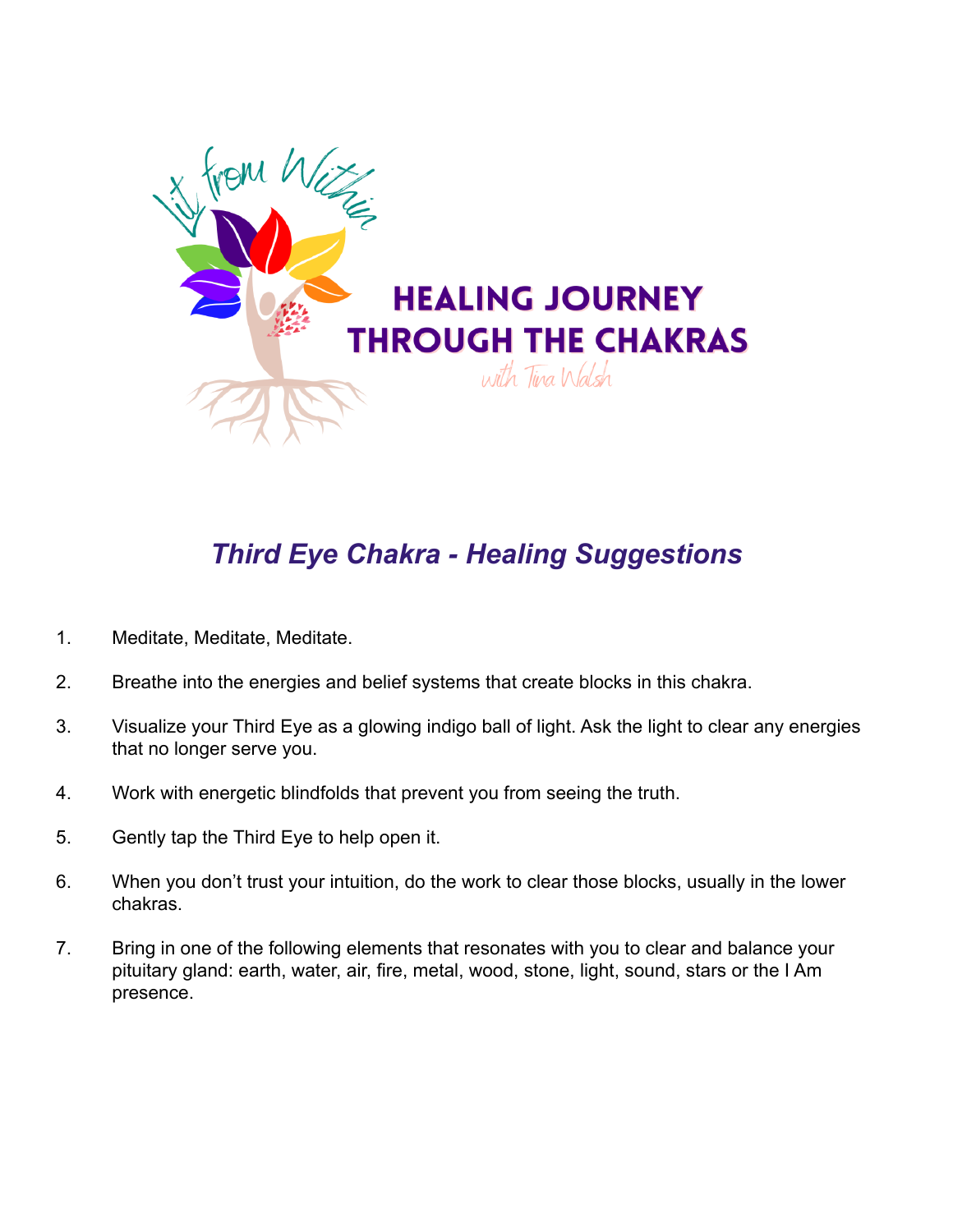Lit from Within

# HEALING JOURNEY THROUGH THE CHAKRAS

with Tina Walsh

## *Third Eye Chakra - Healing Suggestions*

1. Meditate, Meditate, Meditate.
2. Breathe into the energies and belief systems that create blocks in this chakra.
3. Visualize your Third Eye as a glowing indigo ball of light. Ask the light to clear any energies that no longer serve you.
4. Work with energetic blindfolds that prevent you from seeing the truth.
5. Gently tap the Third Eye to help open it.
6. When you don't trust your intuition, do the work to clear those blocks, usually in the lower chakras.
7. Bring in one of the following elements that resonates with you to clear and balance your pituitary gland: earth, water, air, fire, metal, wood, stone, light, sound, stars or the I Am presence.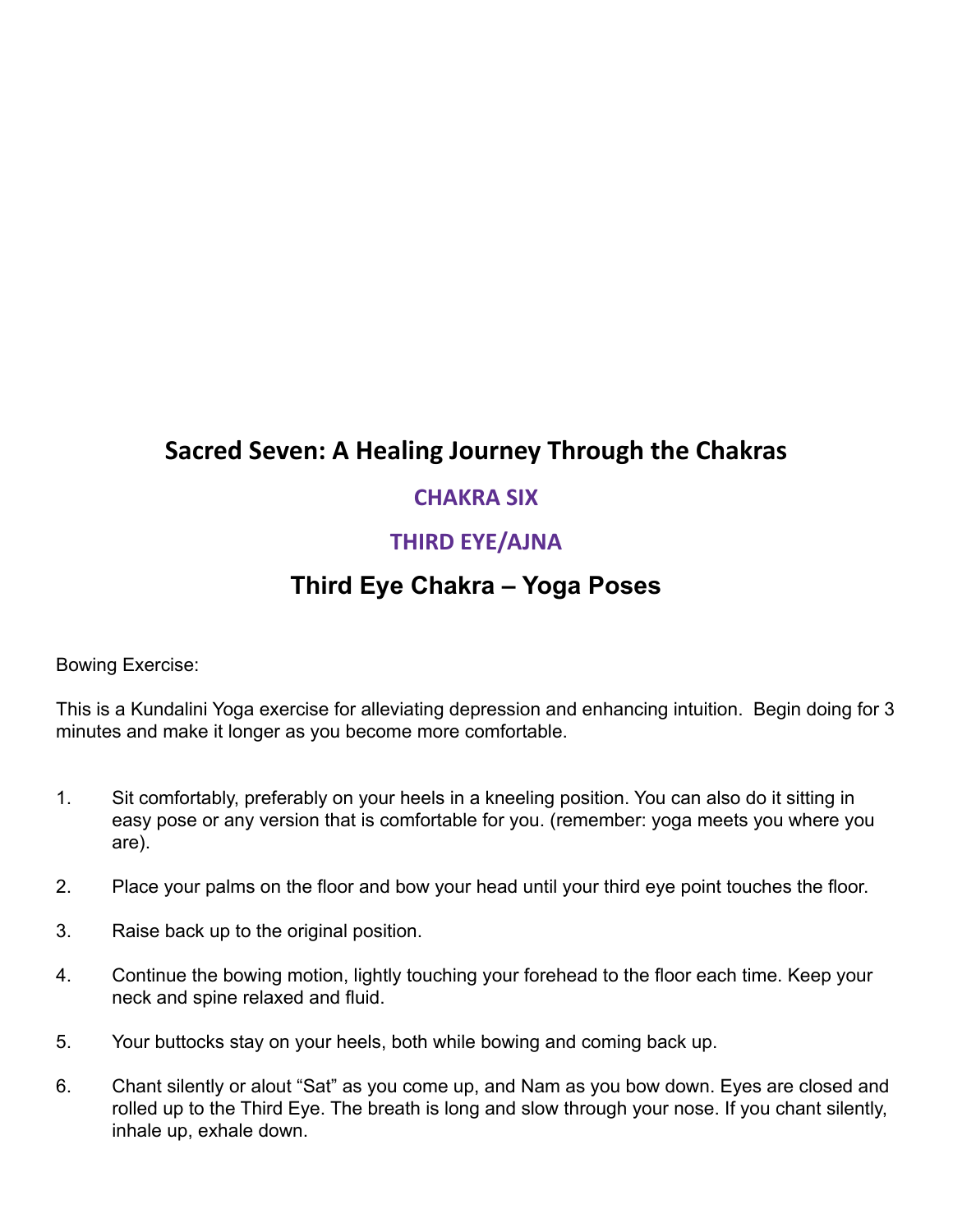# Sacred Seven: A Healing Journey Through the Chakras

## CHAKRA SIX

## THIRD EYE/AJNA

## Third Eye Chakra – Yoga Poses

Bowing Exercise:

This is a Kundalini Yoga exercise for alleviating depression and enhancing intuition.  Begin doing for 3 minutes and make it longer as you become more comfortable.

1. Sit comfortably, preferably on your heels in a kneeling position. You can also do it sitting in easy pose or any version that is comfortable for you. (remember: yoga meets you where you are).

2. Place your palms on the floor and bow your head until your third eye point touches the floor.

3. Raise back up to the original position.

4. Continue the bowing motion, lightly touching your forehead to the floor each time. Keep your neck and spine relaxed and fluid.

5. Your buttocks stay on your heels, both while bowing and coming back up.

6. Chant silently or alout "Sat" as you come up, and Nam as you bow down. Eyes are closed and rolled up to the Third Eye. The breath is long and slow through your nose. If you chant silently, inhale up, exhale down.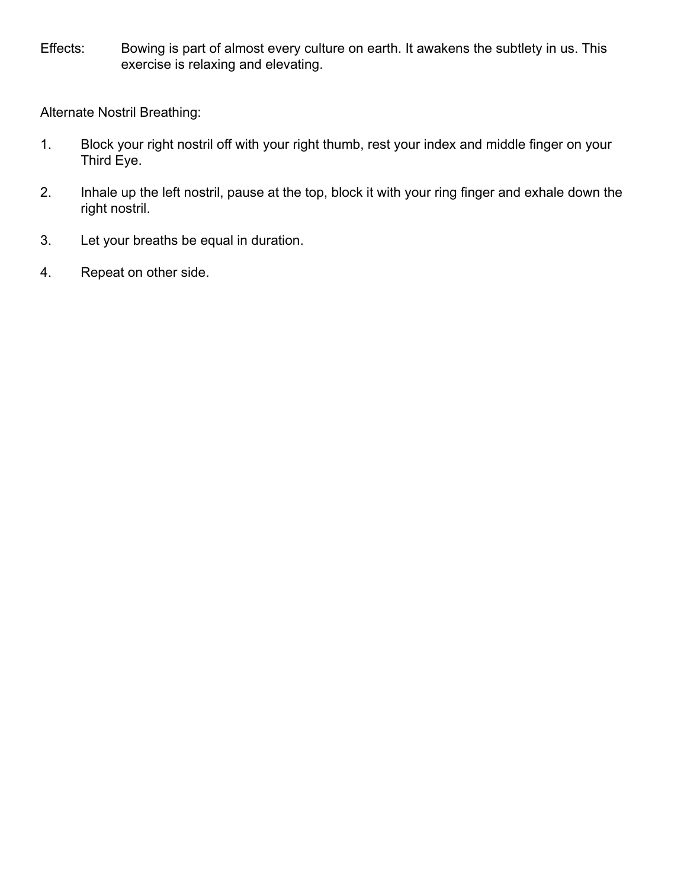Effects: Bowing is part of almost every culture on earth. It awakens the subtlety in us. This exercise is relaxing and elevating.

Alternate Nostril Breathing:

1. Block your right nostril off with your right thumb, rest your index and middle finger on your Third Eye.

2. Inhale up the left nostril, pause at the top, block it with your ring finger and exhale down the right nostril.

3. Let your breaths be equal in duration.

4. Repeat on other side.